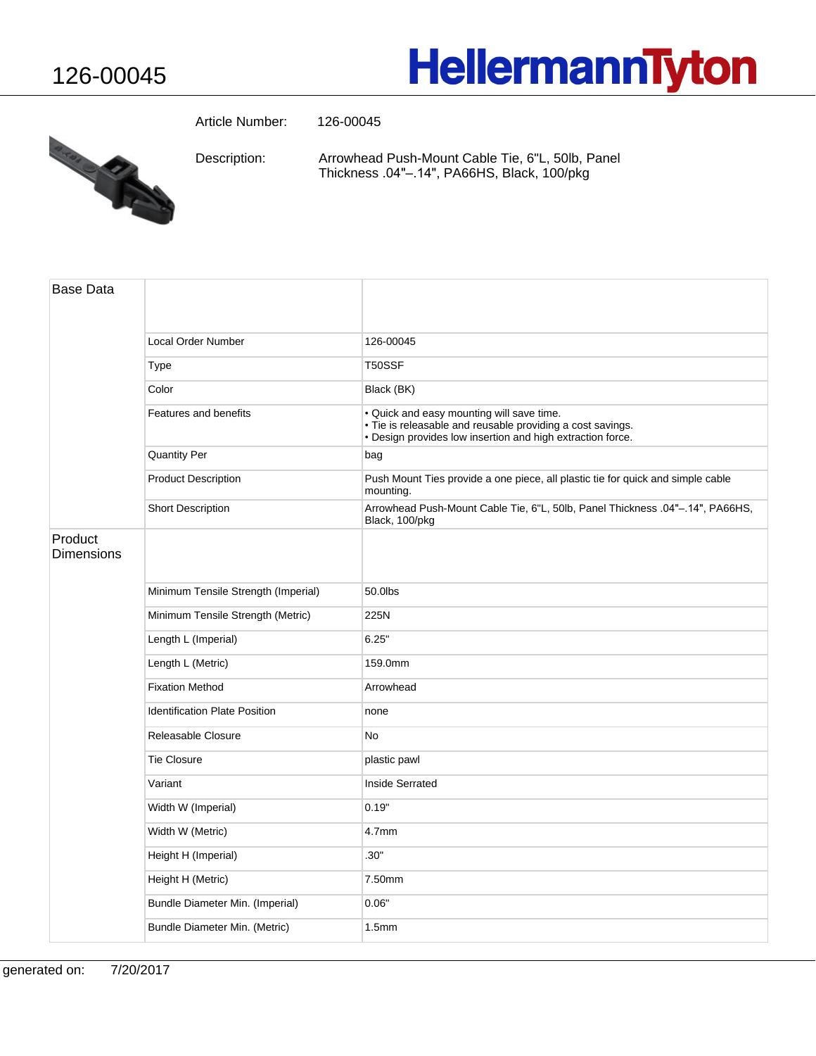# 126-00045

HellermannTyton

Article Number: 126-00045

Description: Arrowhead Push-Mount Cable Tie, 6"L, 50lb, Panel Thickness .04"–.14", PA66HS, Black, 100/pkg

| Base Data | | |
|---|---|---|
| | Local Order Number | 126-00045 |
| | Type | T50SSF |
| | Color | Black (BK) |
| | Features and benefits | • Quick and easy mounting will save time.<br>• Tie is releasable and reusable providing a cost savings.<br>• Design provides low insertion and high extraction force. |
| | Quantity Per | bag |
| | Product Description | Push Mount Ties provide a one piece, all plastic tie for quick and simple cable mounting. |
| | Short Description | Arrowhead Push-Mount Cable Tie, 6"L, 50lb, Panel Thickness .04"–.14", PA66HS, Black, 100/pkg |
| **Product Dimensions** | | |
| | Minimum Tensile Strength (Imperial) | 50.0lbs |
| | Minimum Tensile Strength (Metric) | 225N |
| | Length L (Imperial) | 6.25" |
| | Length L (Metric) | 159.0mm |
| | Fixation Method | Arrowhead |
| | Identification Plate Position | none |
| | Releasable Closure | No |
| | Tie Closure | plastic pawl |
| | Variant | Inside Serrated |
| | Width W (Imperial) | 0.19" |
| | Width W (Metric) | 4.7mm |
| | Height H (Imperial) | .30" |
| | Height H (Metric) | 7.50mm |
| | Bundle Diameter Min. (Imperial) | 0.06" |
| | Bundle Diameter Min. (Metric) | 1.5mm |

generated on: 7/20/2017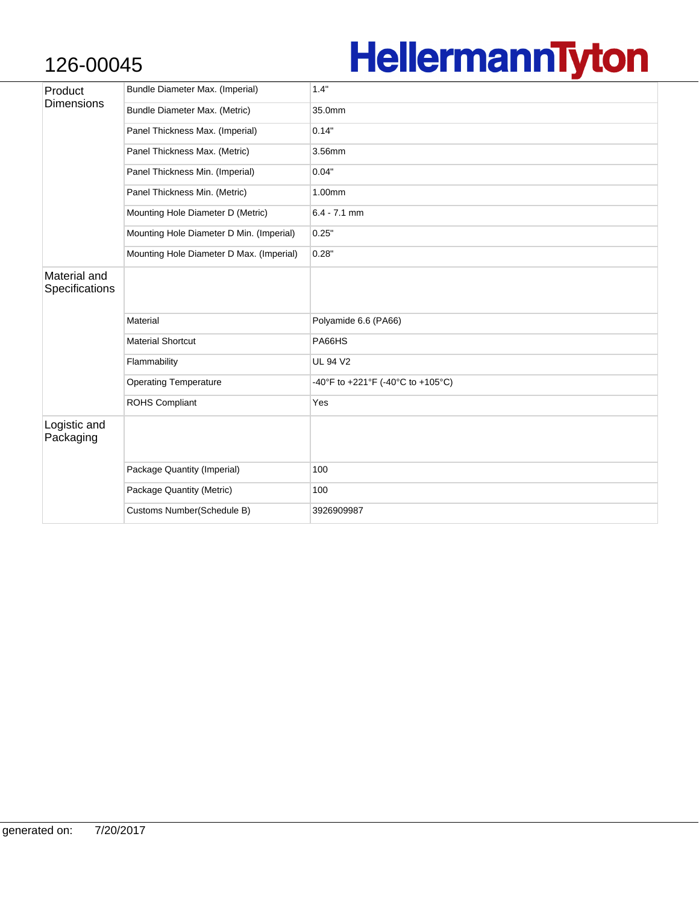126-00045

| | | |
|---|---|---|
| Product Dimensions | Bundle Diameter Max. (Imperial) | 1.4" |
| | Bundle Diameter Max. (Metric) | 35.0mm |
| | Panel Thickness Max. (Imperial) | 0.14" |
| | Panel Thickness Max. (Metric) | 3.56mm |
| | Panel Thickness Min. (Imperial) | 0.04" |
| | Panel Thickness Min. (Metric) | 1.00mm |
| | Mounting Hole Diameter D (Metric) | 6.4 - 7.1 mm |
| | Mounting Hole Diameter D Min. (Imperial) | 0.25" |
| | Mounting Hole Diameter D Max. (Imperial) | 0.28" |
| Material and Specifications | | |
| | Material | Polyamide 6.6 (PA66) |
| | Material Shortcut | PA66HS |
| | Flammability | UL 94 V2 |
| | Operating Temperature | -40°F to +221°F (-40°C to +105°C) |
| | ROHS Compliant | Yes |
| Logistic and Packaging | | |
| | Package Quantity (Imperial) | 100 |
| | Package Quantity (Metric) | 100 |
| | Customs Number(Schedule B) | 3926909987 |

generated on: 7/20/2017